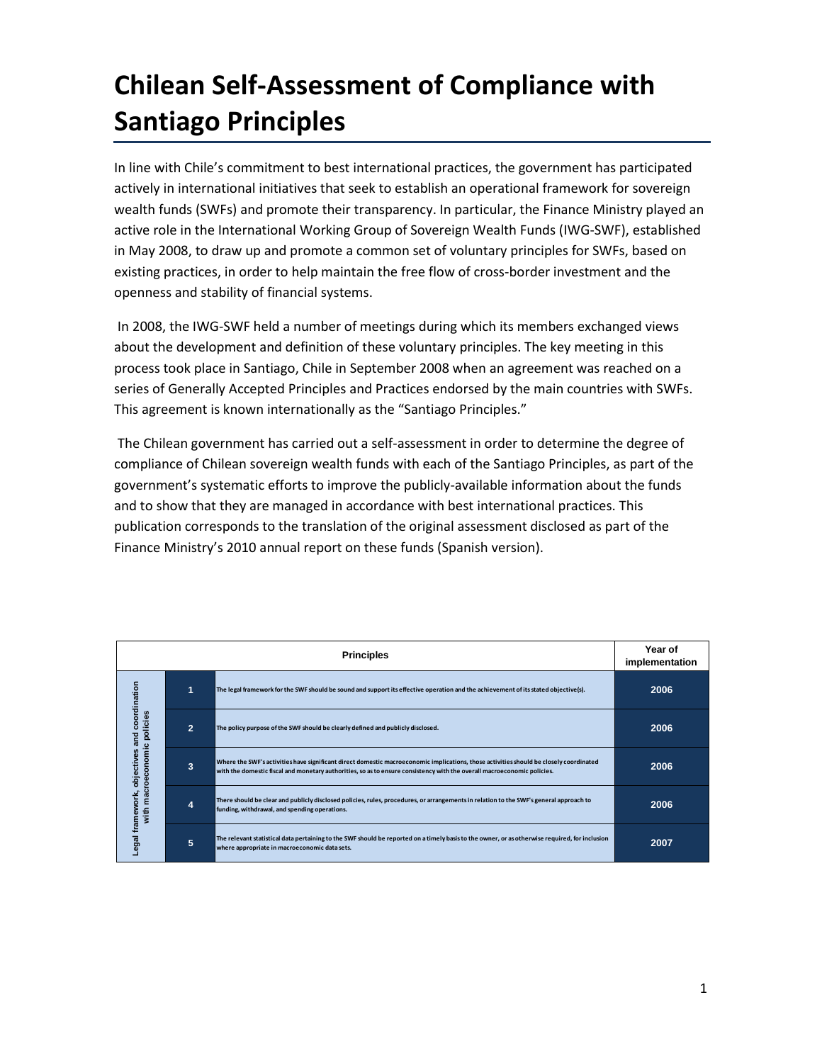# Chilean Self-Assessment of Compliance with Santiago Principles

In line with Chile's commitment to best international practices, the government has participated actively in international initiatives that seek to establish an operational framework for sovereign wealth funds (SWFs) and promote their transparency. In particular, the Finance Ministry played an active role in the International Working Group of Sovereign Wealth Funds (IWG-SWF), established in May 2008, to draw up and promote a common set of voluntary principles for SWFs, based on existing practices, in order to help maintain the free flow of cross-border investment and the openness and stability of financial systems.

In 2008, the IWG-SWF held a number of meetings during which its members exchanged views about the development and definition of these voluntary principles. The key meeting in this process took place in Santiago, Chile in September 2008 when an agreement was reached on a series of Generally Accepted Principles and Practices endorsed by the main countries with SWFs. This agreement is known internationally as the "Santiago Principles."

The Chilean government has carried out a self-assessment in order to determine the degree of compliance of Chilean sovereign wealth funds with each of the Santiago Principles, as part of the government's systematic efforts to improve the publicly-available information about the funds and to show that they are managed in accordance with best international practices. This publication corresponds to the translation of the original assessment disclosed as part of the Finance Ministry's 2010 annual report on these funds (Spanish version).

| Principles | | | Year of implementation |
|---|---|---|---|
| Legal framework, objectives and coordination with macroeconomic policies | 1 | The legal framework for the SWF should be sound and support its effective operation and the achievement of its stated objective(s). | 2006 |
| | 2 | The policy purpose of the SWF should be clearly defined and publicly disclosed. | 2006 |
| | 3 | Where the SWF's activities have significant direct domestic macroeconomic implications, those activities should be closely coordinated with the domestic fiscal and monetary authorities, so as to ensure consistency with the overall macroeconomic policies. | 2006 |
| | 4 | There should be clear and publicly disclosed policies, rules, procedures, or arrangements in relation to the SWF's general approach to funding, withdrawal, and spending operations. | 2006 |
| | 5 | The relevant statistical data pertaining to the SWF should be reported on a timely basis to the owner, or as otherwise required, for inclusion where appropriate in macroeconomic data sets. | 2007 |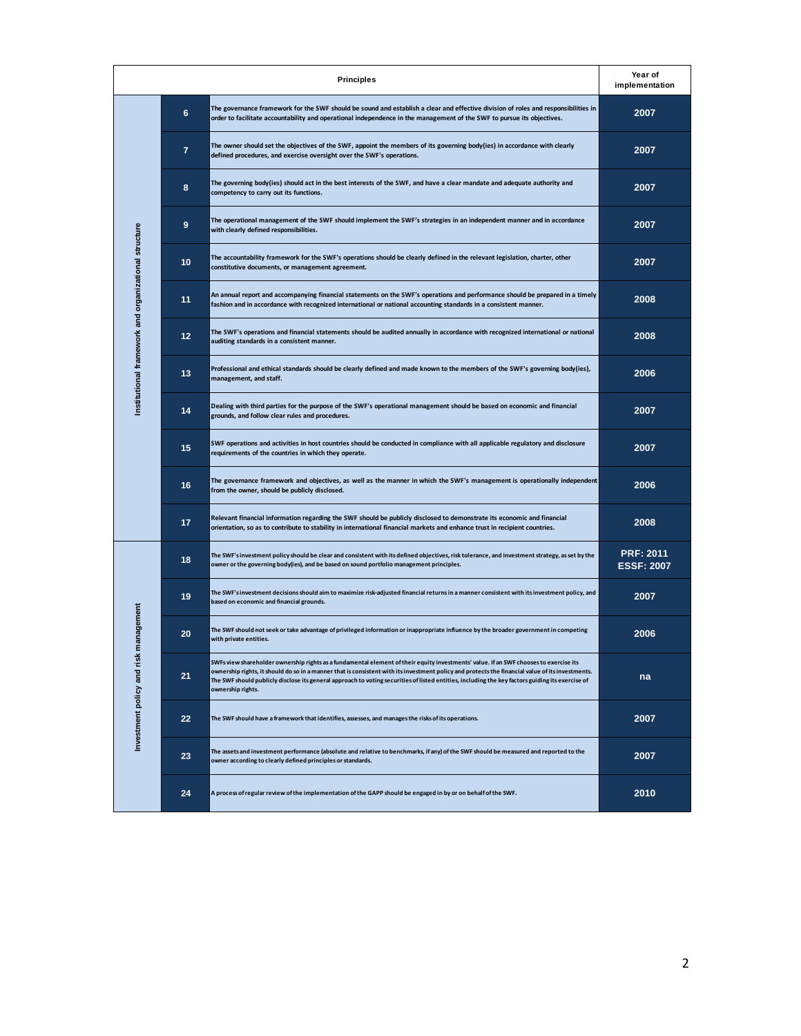| | | Principles | Year of implementation |
|---|---|---|---|
| Institutional framework and organizational structure | 6 | The governance framework for the SWF should be sound and establish a clear and effective division of roles and responsibilities in order to facilitate accountability and operational independence in the management of the SWF to pursue its objectives. | 2007 |
| | 7 | The owner should set the objectives of the SWF, appoint the members of its governing body(ies) in accordance with clearly defined procedures, and exercise oversight over the SWF's operations. | 2007 |
| | 8 | The governing body(ies) should act in the best interests of the SWF, and have a clear mandate and adequate authority and competency to carry out its functions. | 2007 |
| | 9 | The operational management of the SWF should implement the SWF's strategies in an independent manner and in accordance with clearly defined responsibilities. | 2007 |
| | 10 | The accountability framework for the SWF's operations should be clearly defined in the relevant legislation, charter, other constitutive documents, or management agreement. | 2007 |
| | 11 | An annual report and accompanying financial statements on the SWF's operations and performance should be prepared in a timely fashion and in accordance with recognized international or national accounting standards in a consistent manner. | 2008 |
| | 12 | The SWF's operations and financial statements should be audited annually in accordance with recognized international or national auditing standards in a consistent manner. | 2008 |
| | 13 | Professional and ethical standards should be clearly defined and made known to the members of the SWF's governing body(ies), management, and staff. | 2006 |
| | 14 | Dealing with third parties for the purpose of the SWF's operational management should be based on economic and financial grounds, and follow clear rules and procedures. | 2007 |
| | 15 | SWF operations and activities in host countries should be conducted in compliance with all applicable regulatory and disclosure requirements of the countries in which they operate. | 2007 |
| | 16 | The governance framework and objectives, as well as the manner in which the SWF's management is operationally independent from the owner, should be publicly disclosed. | 2006 |
| | 17 | Relevant financial information regarding the SWF should be publicly disclosed to demonstrate its economic and financial orientation, so as to contribute to stability in international financial markets and enhance trust in recipient countries. | 2008 |
| Investment policy and risk management | 18 | The SWF's investment policy should be clear and consistent with its defined objectives, risk tolerance, and investment strategy, as set by the owner or the governing body(ies), and be based on sound portfolio management principles. | PRF: 2011<br>ESSF: 2007 |
| | 19 | The SWF's investment decisions should aim to maximize risk-adjusted financial returns in a manner consistent with its investment policy, and based on economic and financial grounds. | 2007 |
| | 20 | The SWF should not seek or take advantage of privileged information or inappropriate influence by the broader government in competing with private entities. | 2006 |
| | 21 | SWFs view shareholder ownership rights as a fundamental element of their equity investments' value. If an SWF chooses to exercise its ownership rights, it should do so in a manner that is consistent with its investment policy and protects the financial value of its investments. The SWF should publicly disclose its general approach to voting securities of listed entities, including the key factors guiding its exercise of ownership rights. | na |
| | 22 | The SWF should have a framework that identifies, assesses, and manages the risks of its operations. | 2007 |
| | 23 | The assets and investment performance (absolute and relative to benchmarks, if any) of the SWF should be measured and reported to the owner according to clearly defined principles or standards. | 2007 |
| | 24 | A process of regular review of the implementation of the GAPP should be engaged in by or on behalf of the SWF. | 2010 |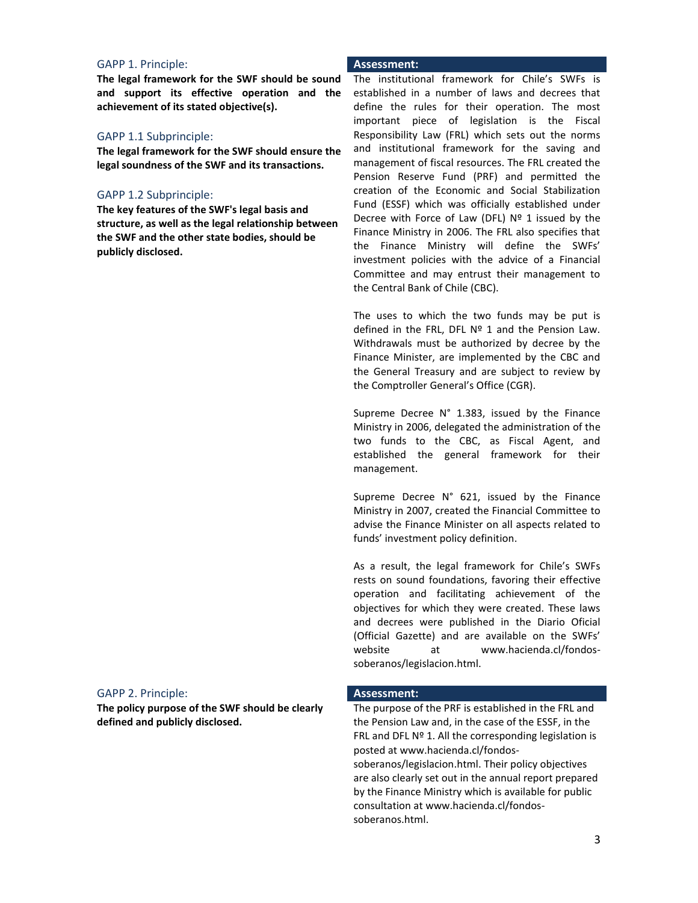### GAPP 1. Principle:

**The legal framework for the SWF should be sound and support its effective operation and the achievement of its stated objective(s).**

### GAPP 1.1 Subprinciple:

**The legal framework for the SWF should ensure the legal soundness of the SWF and its transactions.**

### GAPP 1.2 Subprinciple:

**The key features of the SWF's legal basis and structure, as well as the legal relationship between the SWF and the other state bodies, should be publicly disclosed.**

**Assessment:**

The institutional framework for Chile's SWFs is established in a number of laws and decrees that define the rules for their operation. The most important piece of legislation is the Fiscal Responsibility Law (FRL) which sets out the norms and institutional framework for the saving and management of fiscal resources. The FRL created the Pension Reserve Fund (PRF) and permitted the creation of the Economic and Social Stabilization Fund (ESSF) which was officially established under Decree with Force of Law (DFL) Nº 1 issued by the Finance Ministry in 2006. The FRL also specifies that the Finance Ministry will define the SWFs' investment policies with the advice of a Financial Committee and may entrust their management to the Central Bank of Chile (CBC).

The uses to which the two funds may be put is defined in the FRL, DFL Nº 1 and the Pension Law. Withdrawals must be authorized by decree by the Finance Minister, are implemented by the CBC and the General Treasury and are subject to review by the Comptroller General's Office (CGR).

Supreme Decree N° 1.383, issued by the Finance Ministry in 2006, delegated the administration of the two funds to the CBC, as Fiscal Agent, and established the general framework for their management.

Supreme Decree N° 621, issued by the Finance Ministry in 2007, created the Financial Committee to advise the Finance Minister on all aspects related to funds' investment policy definition.

As a result, the legal framework for Chile's SWFs rests on sound foundations, favoring their effective operation and facilitating achievement of the objectives for which they were created. These laws and decrees were published in the Diario Oficial (Official Gazette) and are available on the SWFs' website at www.hacienda.cl/fondos-soberanos/legislacion.html.

### GAPP 2. Principle:

**The policy purpose of the SWF should be clearly defined and publicly disclosed.**

**Assessment:**

The purpose of the PRF is established in the FRL and the Pension Law and, in the case of the ESSF, in the FRL and DFL Nº 1. All the corresponding legislation is posted at www.hacienda.cl/fondos-soberanos/legislacion.html. Their policy objectives are also clearly set out in the annual report prepared by the Finance Ministry which is available for public consultation at www.hacienda.cl/fondos-soberanos.html.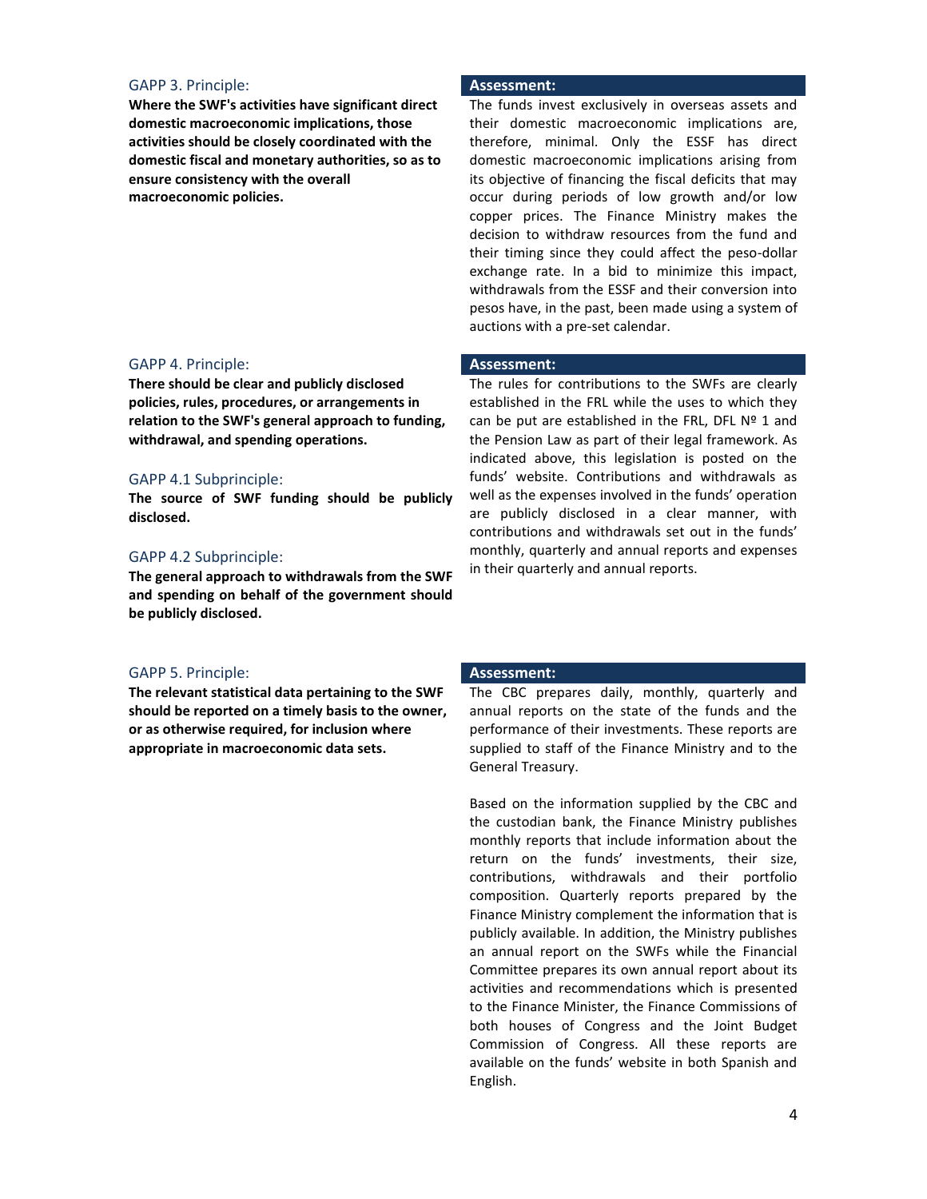### GAPP 3. Principle:

**Where the SWF's activities have significant direct domestic macroeconomic implications, those activities should be closely coordinated with the domestic fiscal and monetary authorities, so as to ensure consistency with the overall macroeconomic policies.**

**Assessment:**

The funds invest exclusively in overseas assets and their domestic macroeconomic implications are, therefore, minimal. Only the ESSF has direct domestic macroeconomic implications arising from its objective of financing the fiscal deficits that may occur during periods of low growth and/or low copper prices. The Finance Ministry makes the decision to withdraw resources from the fund and their timing since they could affect the peso-dollar exchange rate. In a bid to minimize this impact, withdrawals from the ESSF and their conversion into pesos have, in the past, been made using a system of auctions with a pre-set calendar.

### GAPP 4. Principle:

**There should be clear and publicly disclosed policies, rules, procedures, or arrangements in relation to the SWF's general approach to funding, withdrawal, and spending operations.**

### GAPP 4.1 Subprinciple:

**The source of SWF funding should be publicly disclosed.**

### GAPP 4.2 Subprinciple:

**The general approach to withdrawals from the SWF and spending on behalf of the government should be publicly disclosed.**

**Assessment:**

The rules for contributions to the SWFs are clearly established in the FRL while the uses to which they can be put are established in the FRL, DFL Nº 1 and the Pension Law as part of their legal framework. As indicated above, this legislation is posted on the funds' website. Contributions and withdrawals as well as the expenses involved in the funds' operation are publicly disclosed in a clear manner, with contributions and withdrawals set out in the funds' monthly, quarterly and annual reports and expenses in their quarterly and annual reports.

### GAPP 5. Principle:

**The relevant statistical data pertaining to the SWF should be reported on a timely basis to the owner, or as otherwise required, for inclusion where appropriate in macroeconomic data sets.**

**Assessment:**

The CBC prepares daily, monthly, quarterly and annual reports on the state of the funds and the performance of their investments. These reports are supplied to staff of the Finance Ministry and to the General Treasury.

Based on the information supplied by the CBC and the custodian bank, the Finance Ministry publishes monthly reports that include information about the return on the funds' investments, their size, contributions, withdrawals and their portfolio composition. Quarterly reports prepared by the Finance Ministry complement the information that is publicly available. In addition, the Ministry publishes an annual report on the SWFs while the Financial Committee prepares its own annual report about its activities and recommendations which is presented to the Finance Minister, the Finance Commissions of both houses of Congress and the Joint Budget Commission of Congress. All these reports are available on the funds' website in both Spanish and English.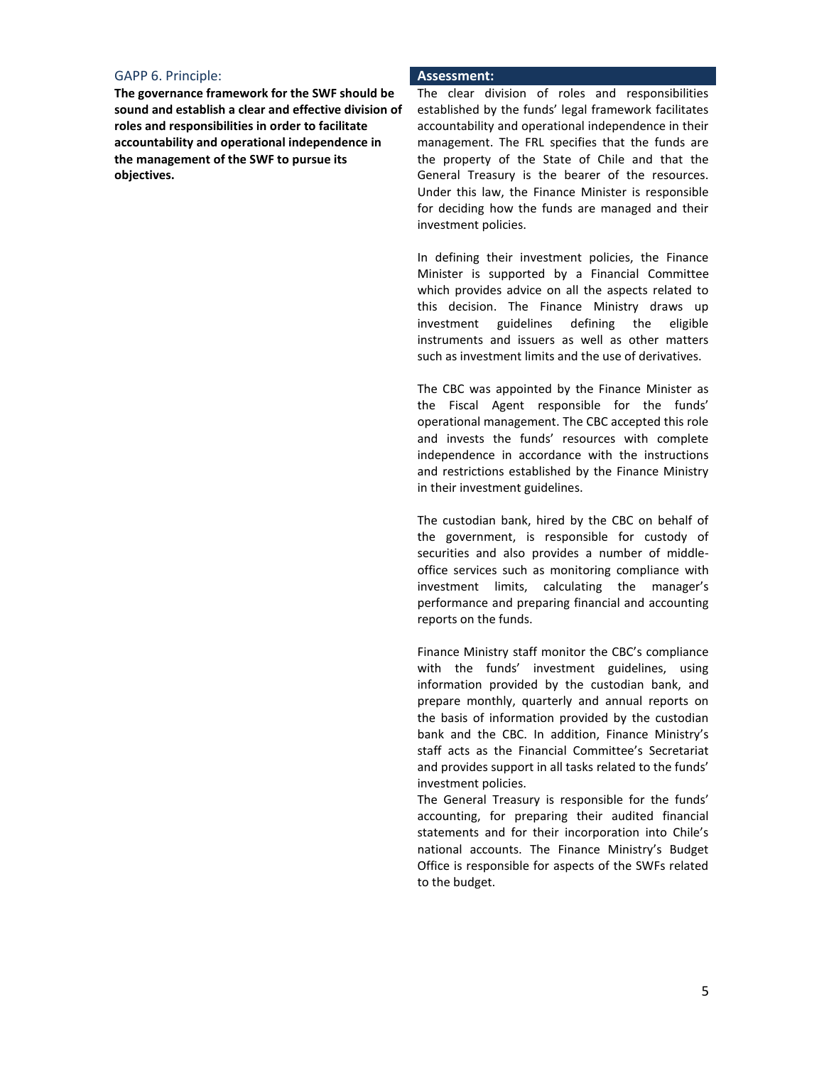### GAPP 6. Principle:

**The governance framework for the SWF should be sound and establish a clear and effective division of roles and responsibilities in order to facilitate accountability and operational independence in the management of the SWF to pursue its objectives.**

**Assessment:**

The clear division of roles and responsibilities established by the funds' legal framework facilitates accountability and operational independence in their management. The FRL specifies that the funds are the property of the State of Chile and that the General Treasury is the bearer of the resources. Under this law, the Finance Minister is responsible for deciding how the funds are managed and their investment policies.

In defining their investment policies, the Finance Minister is supported by a Financial Committee which provides advice on all the aspects related to this decision. The Finance Ministry draws up investment guidelines defining the eligible instruments and issuers as well as other matters such as investment limits and the use of derivatives.

The CBC was appointed by the Finance Minister as the Fiscal Agent responsible for the funds' operational management. The CBC accepted this role and invests the funds' resources with complete independence in accordance with the instructions and restrictions established by the Finance Ministry in their investment guidelines.

The custodian bank, hired by the CBC on behalf of the government, is responsible for custody of securities and also provides a number of middle-office services such as monitoring compliance with investment limits, calculating the manager's performance and preparing financial and accounting reports on the funds.

Finance Ministry staff monitor the CBC's compliance with the funds' investment guidelines, using information provided by the custodian bank, and prepare monthly, quarterly and annual reports on the basis of information provided by the custodian bank and the CBC. In addition, Finance Ministry's staff acts as the Financial Committee's Secretariat and provides support in all tasks related to the funds' investment policies.

The General Treasury is responsible for the funds' accounting, for preparing their audited financial statements and for their incorporation into Chile's national accounts. The Finance Ministry's Budget Office is responsible for aspects of the SWFs related to the budget.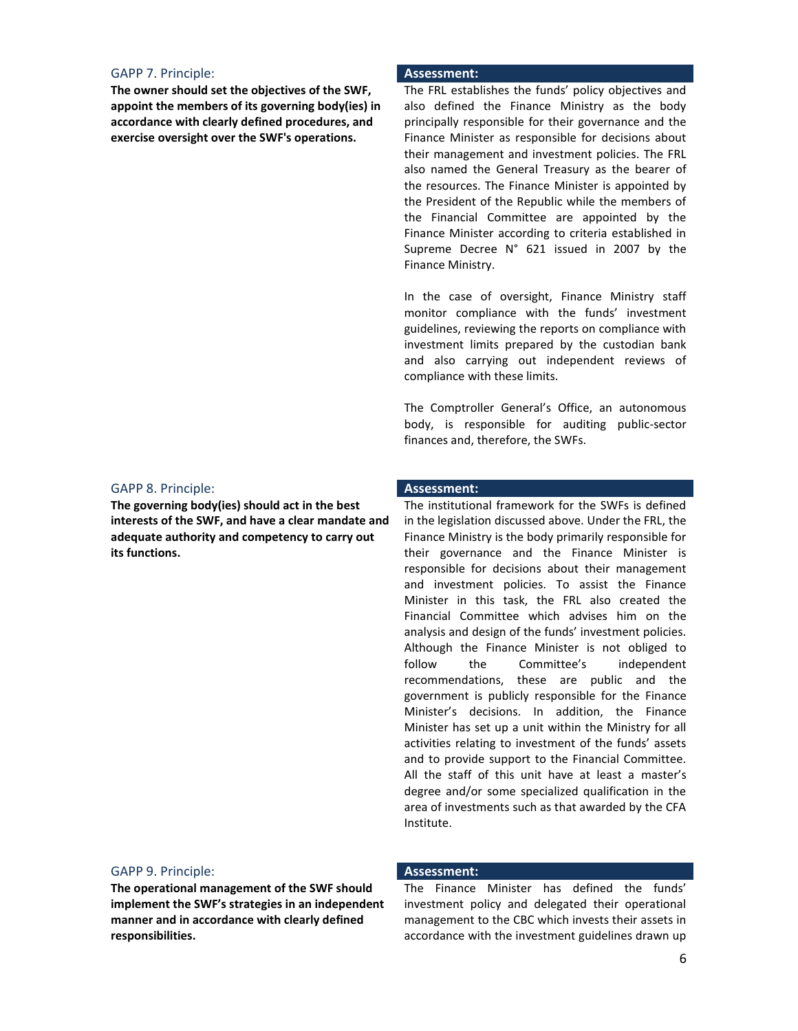### GAPP 7. Principle:

**The owner should set the objectives of the SWF, appoint the members of its governing body(ies) in accordance with clearly defined procedures, and exercise oversight over the SWF's operations.**

**Assessment:**

The FRL establishes the funds' policy objectives and also defined the Finance Ministry as the body principally responsible for their governance and the Finance Minister as responsible for decisions about their management and investment policies. The FRL also named the General Treasury as the bearer of the resources. The Finance Minister is appointed by the President of the Republic while the members of the Financial Committee are appointed by the Finance Minister according to criteria established in Supreme Decree N° 621 issued in 2007 by the Finance Ministry.

In the case of oversight, Finance Ministry staff monitor compliance with the funds' investment guidelines, reviewing the reports on compliance with investment limits prepared by the custodian bank and also carrying out independent reviews of compliance with these limits.

The Comptroller General's Office, an autonomous body, is responsible for auditing public-sector finances and, therefore, the SWFs.

### GAPP 8. Principle:

**The governing body(ies) should act in the best interests of the SWF, and have a clear mandate and adequate authority and competency to carry out its functions.**

**Assessment:**

The institutional framework for the SWFs is defined in the legislation discussed above. Under the FRL, the Finance Ministry is the body primarily responsible for their governance and the Finance Minister is responsible for decisions about their management and investment policies. To assist the Finance Minister in this task, the FRL also created the Financial Committee which advises him on the analysis and design of the funds' investment policies. Although the Finance Minister is not obliged to follow the Committee's independent recommendations, these are public and the government is publicly responsible for the Finance Minister's decisions. In addition, the Finance Minister has set up a unit within the Ministry for all activities relating to investment of the funds' assets and to provide support to the Financial Committee. All the staff of this unit have at least a master's degree and/or some specialized qualification in the area of investments such as that awarded by the CFA Institute.

### GAPP 9. Principle:

**The operational management of the SWF should implement the SWF's strategies in an independent manner and in accordance with clearly defined responsibilities.**

**Assessment:**

The Finance Minister has defined the funds' investment policy and delegated their operational management to the CBC which invests their assets in accordance with the investment guidelines drawn up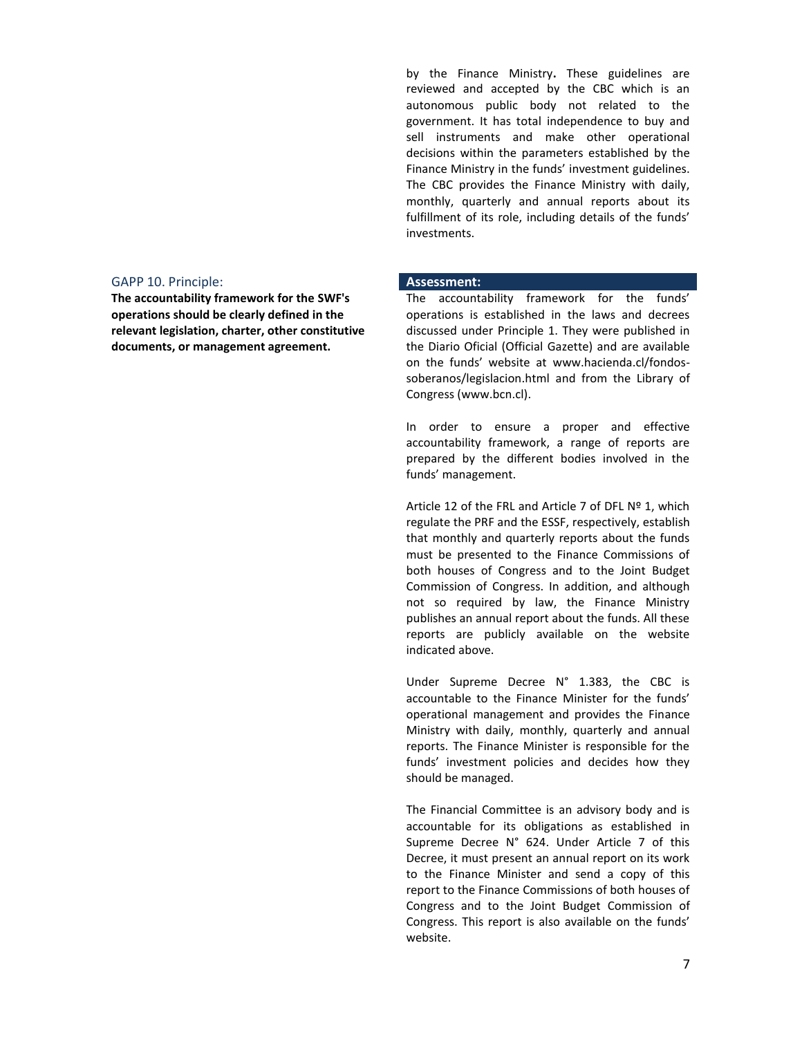by the Finance Ministry**.** These guidelines are reviewed and accepted by the CBC which is an autonomous public body not related to the government. It has total independence to buy and sell instruments and make other operational decisions within the parameters established by the Finance Ministry in the funds' investment guidelines. The CBC provides the Finance Ministry with daily, monthly, quarterly and annual reports about its fulfillment of its role, including details of the funds' investments.

GAPP 10. Principle:

**The accountability framework for the SWF's operations should be clearly defined in the relevant legislation, charter, other constitutive documents, or management agreement.**

**Assessment:**

The accountability framework for the funds' operations is established in the laws and decrees discussed under Principle 1. They were published in the Diario Oficial (Official Gazette) and are available on the funds' website at www.hacienda.cl/fondos-soberanos/legislacion.html and from the Library of Congress (www.bcn.cl).

In order to ensure a proper and effective accountability framework, a range of reports are prepared by the different bodies involved in the funds' management.

Article 12 of the FRL and Article 7 of DFL Nº 1, which regulate the PRF and the ESSF, respectively, establish that monthly and quarterly reports about the funds must be presented to the Finance Commissions of both houses of Congress and to the Joint Budget Commission of Congress. In addition, and although not so required by law, the Finance Ministry publishes an annual report about the funds. All these reports are publicly available on the website indicated above.

Under Supreme Decree N° 1.383, the CBC is accountable to the Finance Minister for the funds' operational management and provides the Finance Ministry with daily, monthly, quarterly and annual reports. The Finance Minister is responsible for the funds' investment policies and decides how they should be managed.

The Financial Committee is an advisory body and is accountable for its obligations as established in Supreme Decree N° 624. Under Article 7 of this Decree, it must present an annual report on its work to the Finance Minister and send a copy of this report to the Finance Commissions of both houses of Congress and to the Joint Budget Commission of Congress. This report is also available on the funds' website.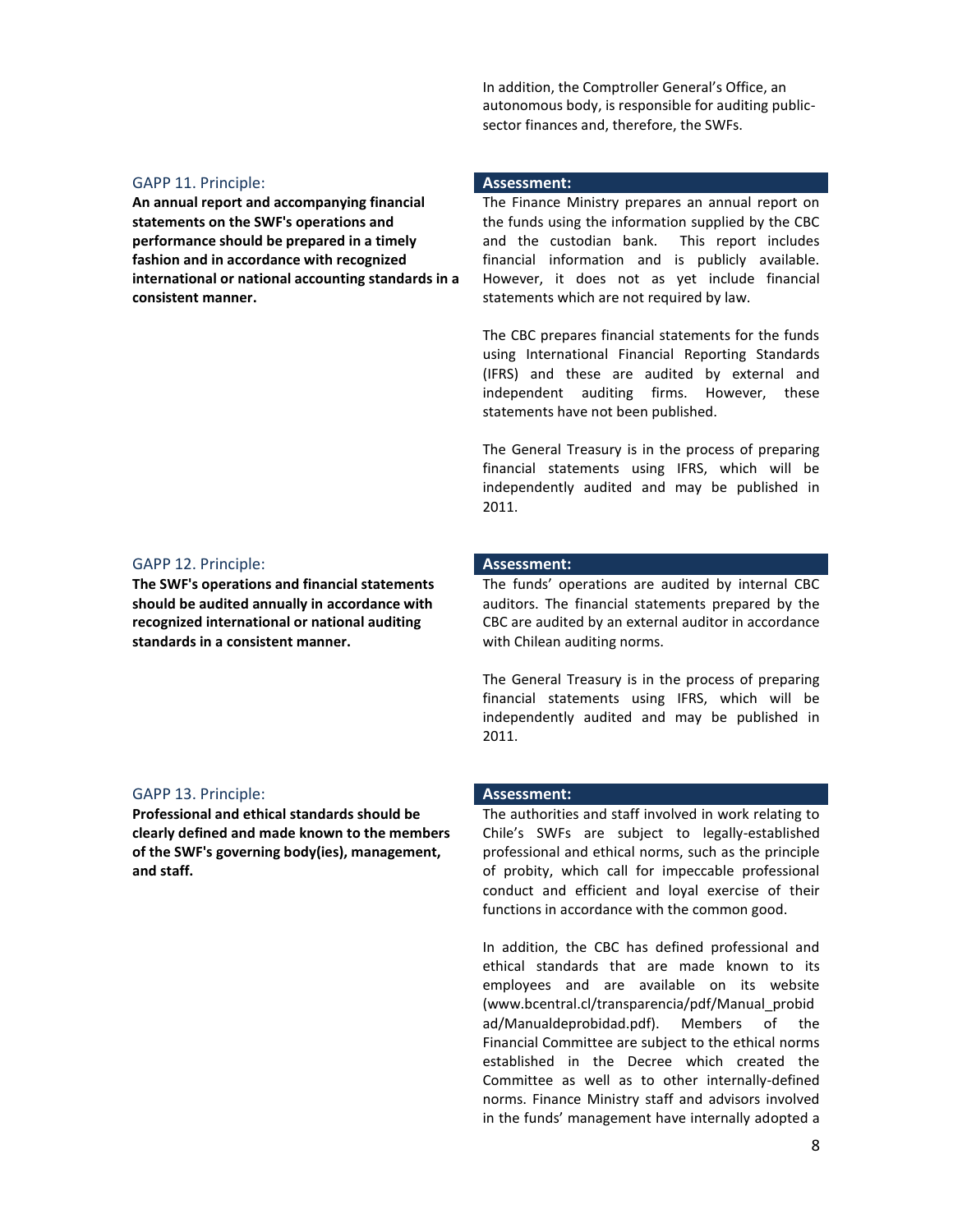In addition, the Comptroller General's Office, an autonomous body, is responsible for auditing public-sector finances and, therefore, the SWFs.

GAPP 11. Principle:

**An annual report and accompanying financial statements on the SWF's operations and performance should be prepared in a timely fashion and in accordance with recognized international or national accounting standards in a consistent manner.**

**Assessment:**

The Finance Ministry prepares an annual report on the funds using the information supplied by the CBC and the custodian bank. This report includes financial information and is publicly available. However, it does not as yet include financial statements which are not required by law.

The CBC prepares financial statements for the funds using International Financial Reporting Standards (IFRS) and these are audited by external and independent auditing firms. However, these statements have not been published.

The General Treasury is in the process of preparing financial statements using IFRS, which will be independently audited and may be published in 2011.

GAPP 12. Principle:

**The SWF's operations and financial statements should be audited annually in accordance with recognized international or national auditing standards in a consistent manner.**

**Assessment:**

The funds' operations are audited by internal CBC auditors. The financial statements prepared by the CBC are audited by an external auditor in accordance with Chilean auditing norms.

The General Treasury is in the process of preparing financial statements using IFRS, which will be independently audited and may be published in 2011.

GAPP 13. Principle:

**Professional and ethical standards should be clearly defined and made known to the members of the SWF's governing body(ies), management, and staff.**

**Assessment:**

The authorities and staff involved in work relating to Chile's SWFs are subject to legally-established professional and ethical norms, such as the principle of probity, which call for impeccable professional conduct and efficient and loyal exercise of their functions in accordance with the common good.

In addition, the CBC has defined professional and ethical standards that are made known to its employees and are available on its website (www.bcentral.cl/transparencia/pdf/Manual_probidad/Manualdeprobidad.pdf). Members of the Financial Committee are subject to the ethical norms established in the Decree which created the Committee as well as to other internally-defined norms. Finance Ministry staff and advisors involved in the funds' management have internally adopted a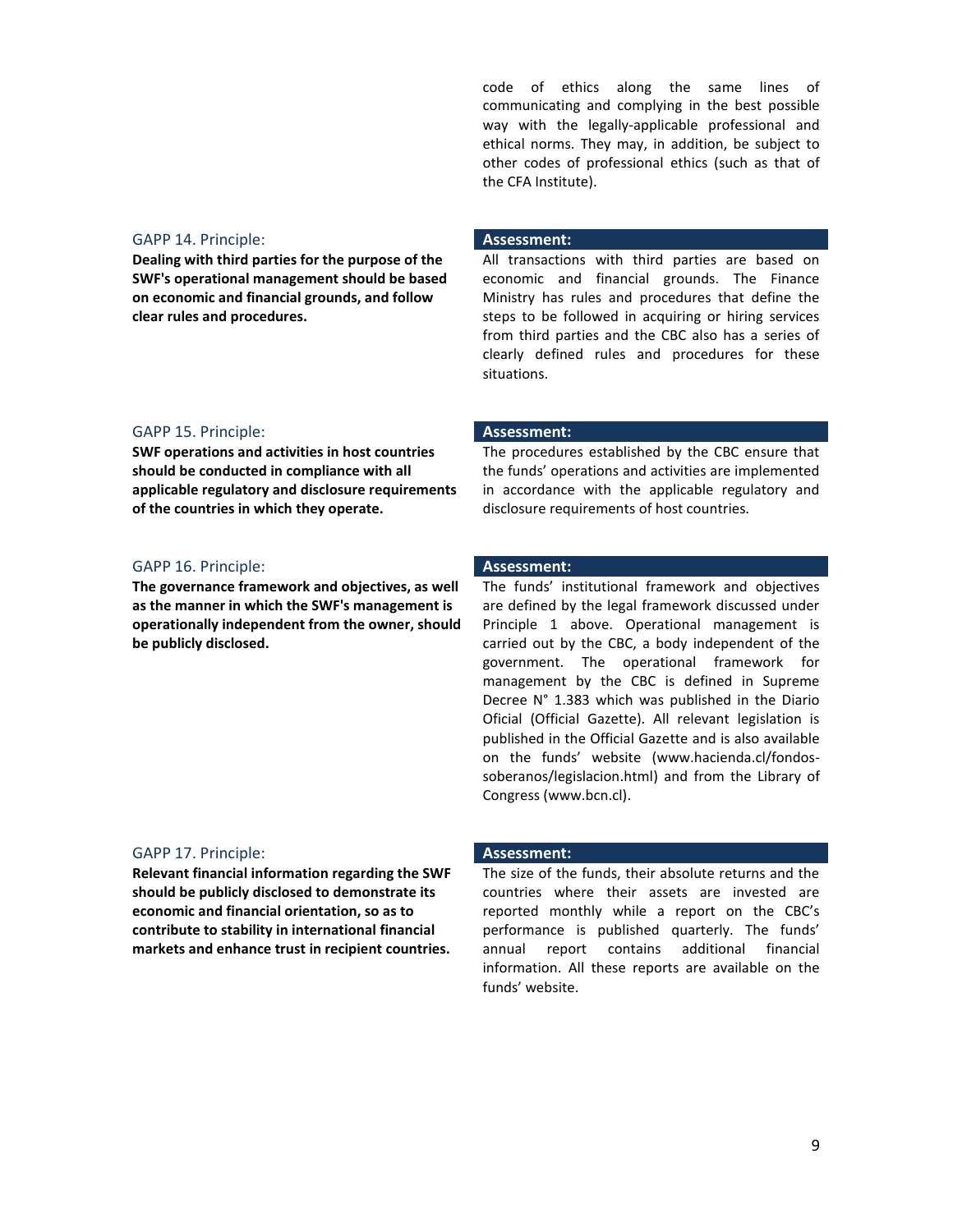code of ethics along the same lines of communicating and complying in the best possible way with the legally-applicable professional and ethical norms. They may, in addition, be subject to other codes of professional ethics (such as that of the CFA Institute).

GAPP 14. Principle:

**Dealing with third parties for the purpose of the SWF's operational management should be based on economic and financial grounds, and follow clear rules and procedures.**

**Assessment:**

All transactions with third parties are based on economic and financial grounds. The Finance Ministry has rules and procedures that define the steps to be followed in acquiring or hiring services from third parties and the CBC also has a series of clearly defined rules and procedures for these situations.

GAPP 15. Principle:

**SWF operations and activities in host countries should be conducted in compliance with all applicable regulatory and disclosure requirements of the countries in which they operate.**

**Assessment:**

The procedures established by the CBC ensure that the funds' operations and activities are implemented in accordance with the applicable regulatory and disclosure requirements of host countries.

GAPP 16. Principle:

**The governance framework and objectives, as well as the manner in which the SWF's management is operationally independent from the owner, should be publicly disclosed.**

**Assessment:**

The funds' institutional framework and objectives are defined by the legal framework discussed under Principle 1 above. Operational management is carried out by the CBC, a body independent of the government. The operational framework for management by the CBC is defined in Supreme Decree N° 1.383 which was published in the Diario Oficial (Official Gazette). All relevant legislation is published in the Official Gazette and is also available on the funds' website (www.hacienda.cl/fondos-soberanos/legislacion.html) and from the Library of Congress (www.bcn.cl).

GAPP 17. Principle:

**Relevant financial information regarding the SWF should be publicly disclosed to demonstrate its economic and financial orientation, so as to contribute to stability in international financial markets and enhance trust in recipient countries.**

**Assessment:**

The size of the funds, their absolute returns and the countries where their assets are invested are reported monthly while a report on the CBC's performance is published quarterly. The funds' annual report contains additional financial information. All these reports are available on the funds' website.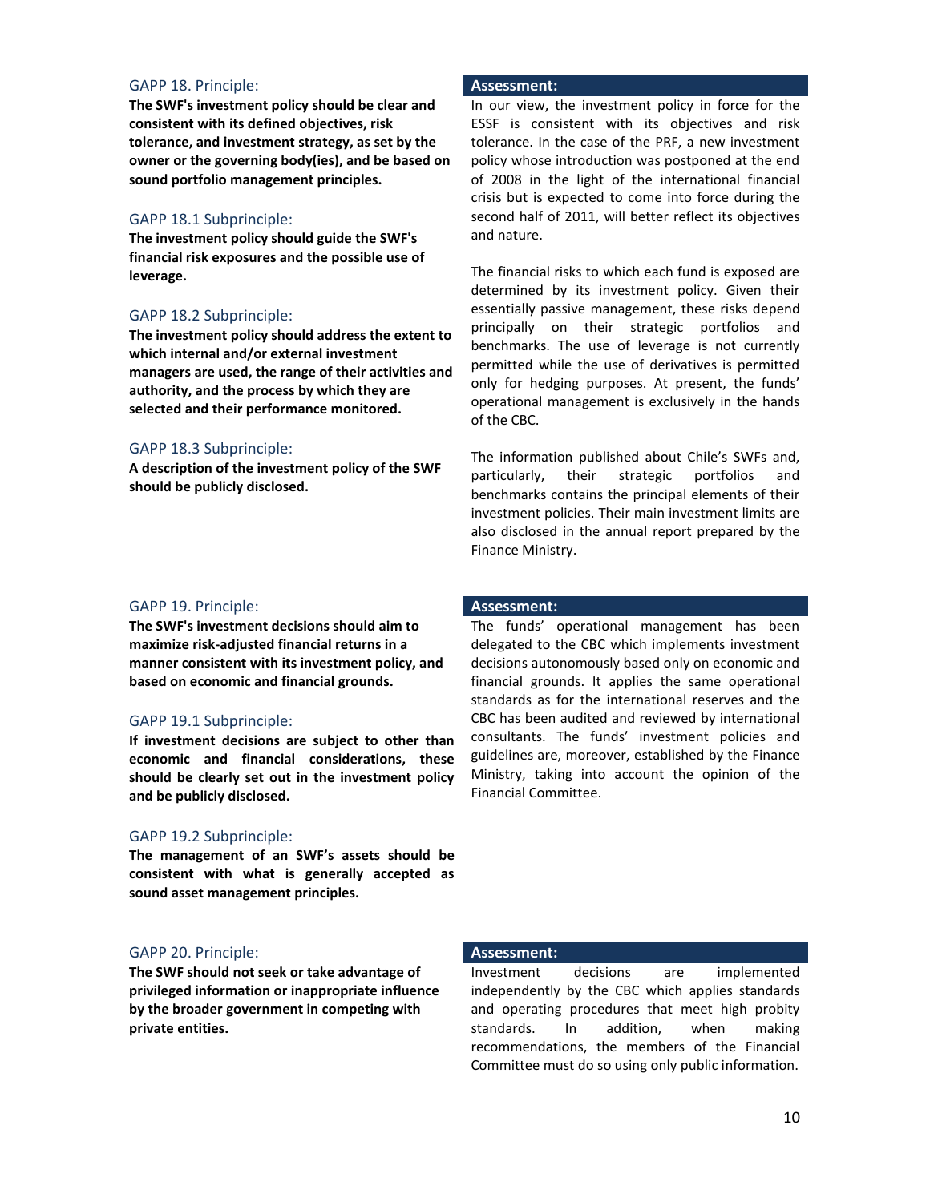GAPP 18. Principle:

**The SWF's investment policy should be clear and consistent with its defined objectives, risk tolerance, and investment strategy, as set by the owner or the governing body(ies), and be based on sound portfolio management principles.**

GAPP 18.1 Subprinciple:

**The investment policy should guide the SWF's financial risk exposures and the possible use of leverage.**

GAPP 18.2 Subprinciple:

**The investment policy should address the extent to which internal and/or external investment managers are used, the range of their activities and authority, and the process by which they are selected and their performance monitored.**

GAPP 18.3 Subprinciple:

**A description of the investment policy of the SWF should be publicly disclosed.**

**Assessment:**

In our view, the investment policy in force for the ESSF is consistent with its objectives and risk tolerance. In the case of the PRF, a new investment policy whose introduction was postponed at the end of 2008 in the light of the international financial crisis but is expected to come into force during the second half of 2011, will better reflect its objectives and nature.

The financial risks to which each fund is exposed are determined by its investment policy. Given their essentially passive management, these risks depend principally on their strategic portfolios and benchmarks. The use of leverage is not currently permitted while the use of derivatives is permitted only for hedging purposes. At present, the funds' operational management is exclusively in the hands of the CBC.

The information published about Chile's SWFs and, particularly, their strategic portfolios and benchmarks contains the principal elements of their investment policies. Their main investment limits are also disclosed in the annual report prepared by the Finance Ministry.

GAPP 19. Principle:

**The SWF's investment decisions should aim to maximize risk-adjusted financial returns in a manner consistent with its investment policy, and based on economic and financial grounds.**

GAPP 19.1 Subprinciple:

**If investment decisions are subject to other than economic and financial considerations, these should be clearly set out in the investment policy and be publicly disclosed.**

GAPP 19.2 Subprinciple:

**The management of an SWF's assets should be consistent with what is generally accepted as sound asset management principles.**

**Assessment:**

The funds' operational management has been delegated to the CBC which implements investment decisions autonomously based only on economic and financial grounds. It applies the same operational standards as for the international reserves and the CBC has been audited and reviewed by international consultants. The funds' investment policies and guidelines are, moreover, established by the Finance Ministry, taking into account the opinion of the Financial Committee.

GAPP 20. Principle:

**The SWF should not seek or take advantage of privileged information or inappropriate influence by the broader government in competing with private entities.**

**Assessment:**

Investment decisions are implemented independently by the CBC which applies standards and operating procedures that meet high probity standards. In addition, when making recommendations, the members of the Financial Committee must do so using only public information.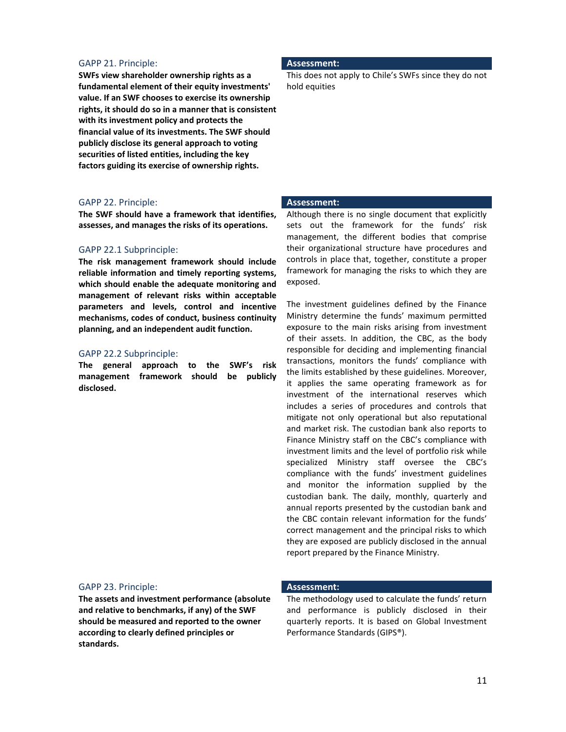#### GAPP 21. Principle:

**SWFs view shareholder ownership rights as a fundamental element of their equity investments' value. If an SWF chooses to exercise its ownership rights, it should do so in a manner that is consistent with its investment policy and protects the financial value of its investments. The SWF should publicly disclose its general approach to voting securities of listed entities, including the key factors guiding its exercise of ownership rights.**

**Assessment:**

This does not apply to Chile's SWFs since they do not hold equities

#### GAPP 22. Principle:

**The SWF should have a framework that identifies, assesses, and manages the risks of its operations.**

#### GAPP 22.1 Subprinciple:

**The risk management framework should include reliable information and timely reporting systems, which should enable the adequate monitoring and management of relevant risks within acceptable parameters and levels, control and incentive mechanisms, codes of conduct, business continuity planning, and an independent audit function.**

#### GAPP 22.2 Subprinciple:

**The general approach to the SWF's risk management framework should be publicly disclosed.**

**Assessment:**

Although there is no single document that explicitly sets out the framework for the funds' risk management, the different bodies that comprise their organizational structure have procedures and controls in place that, together, constitute a proper framework for managing the risks to which they are exposed.

The investment guidelines defined by the Finance Ministry determine the funds' maximum permitted exposure to the main risks arising from investment of their assets. In addition, the CBC, as the body responsible for deciding and implementing financial transactions, monitors the funds' compliance with the limits established by these guidelines. Moreover, it applies the same operating framework as for investment of the international reserves which includes a series of procedures and controls that mitigate not only operational but also reputational and market risk. The custodian bank also reports to Finance Ministry staff on the CBC's compliance with investment limits and the level of portfolio risk while specialized Ministry staff oversee the CBC's compliance with the funds' investment guidelines and monitor the information supplied by the custodian bank. The daily, monthly, quarterly and annual reports presented by the custodian bank and the CBC contain relevant information for the funds' correct management and the principal risks to which they are exposed are publicly disclosed in the annual report prepared by the Finance Ministry.

#### GAPP 23. Principle:

**The assets and investment performance (absolute and relative to benchmarks, if any) of the SWF should be measured and reported to the owner according to clearly defined principles or standards.**

**Assessment:**

The methodology used to calculate the funds' return and performance is publicly disclosed in their quarterly reports. It is based on Global Investment Performance Standards (GIPS®).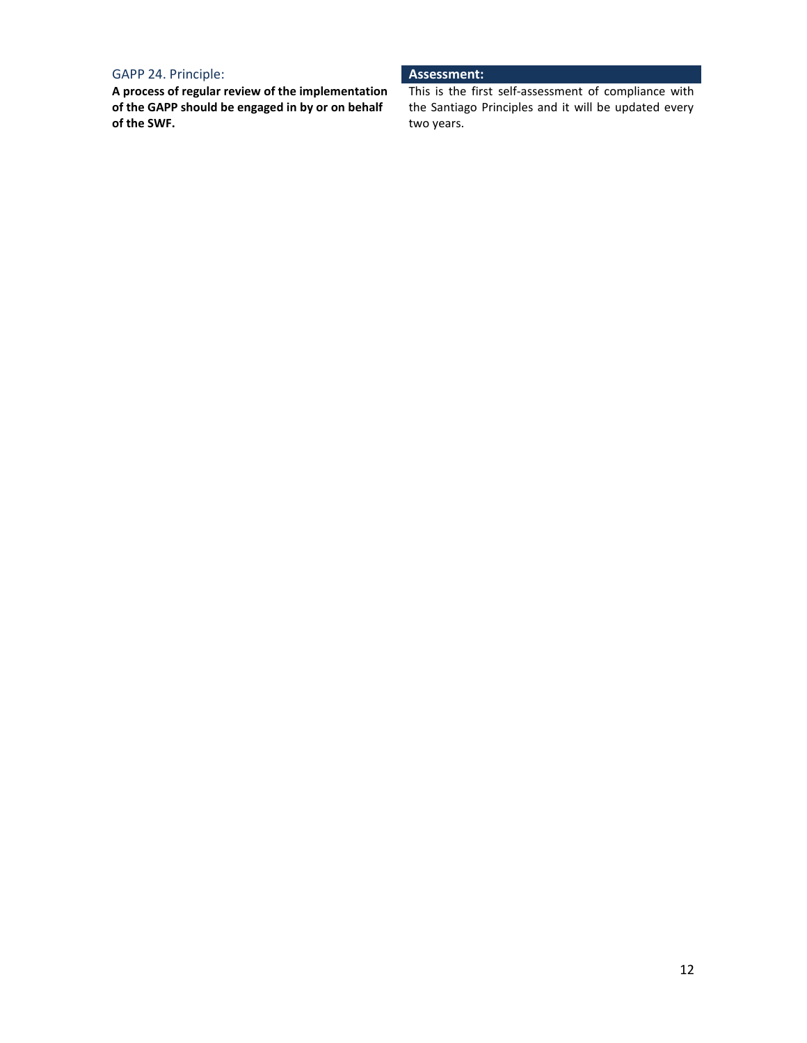### GAPP 24. Principle:

**A process of regular review of the implementation of the GAPP should be engaged in by or on behalf of the SWF.**

**Assessment:**

This is the first self-assessment of compliance with the Santiago Principles and it will be updated every two years.